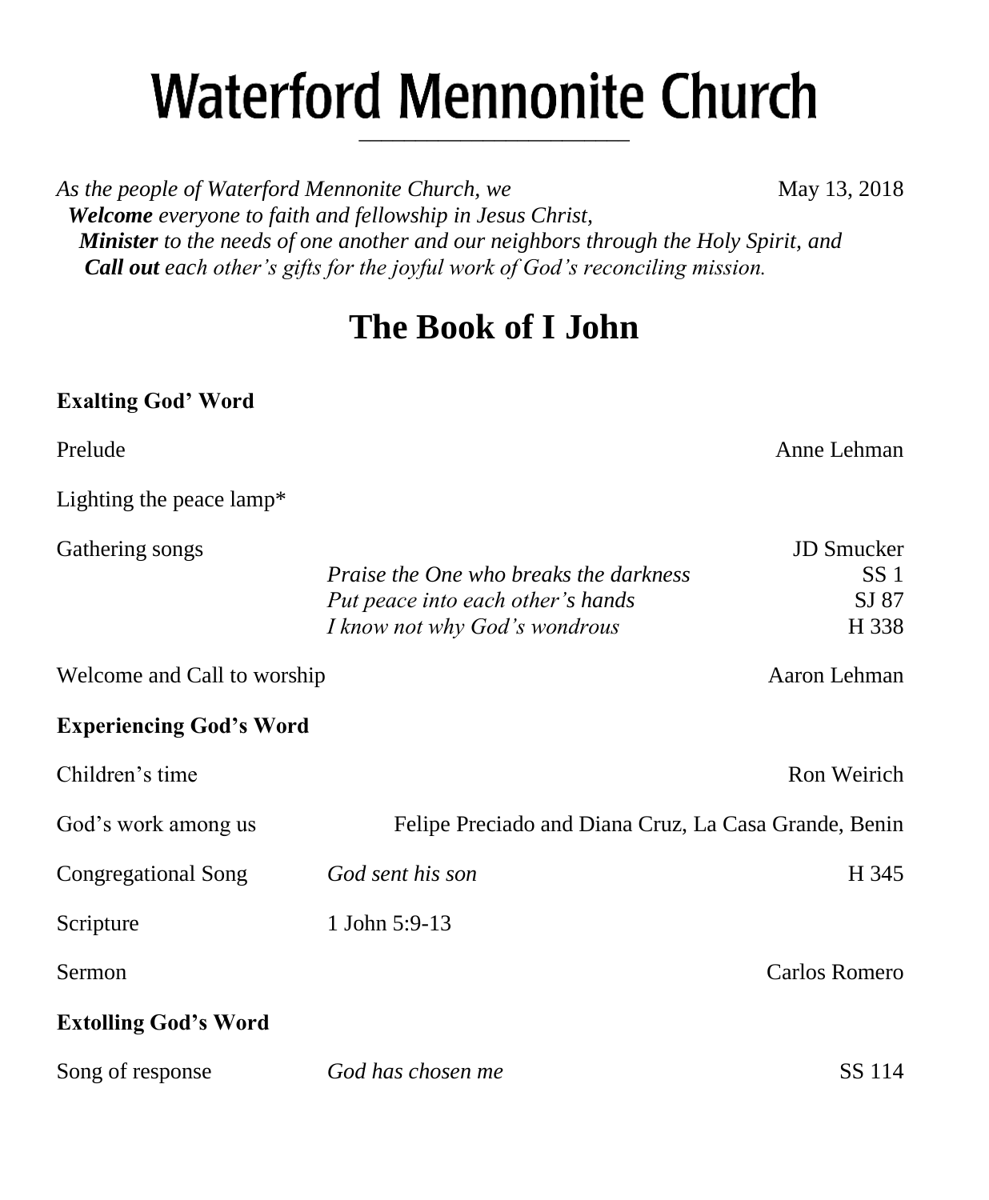# Waterford Mennonite Church

*As the people of Waterford Mennonite Church, we* May 13, 2018

***Welcome** everyone to faith and fellowship in Jesus Christ,*
***Minister** to the needs of one another and our neighbors through the Holy Spirit, and*
***Call out** each other's gifts for the joyful work of God's reconciling mission.*

## The Book of I John

**Exalting God' Word**

Prelude — Anne Lehman

Lighting the peace lamp*

Gathering songs — JD Smucker

- *Praise the One who breaks the darkness* — SS 1
- *Put peace into each other's hands* — SJ 87
- *I know not why God's wondrous* — H 338

Welcome and Call to worship — Aaron Lehman

**Experiencing God's Word**

Children's time — Ron Weirich

God's work among us — Felipe Preciado and Diana Cruz, La Casa Grande, Benin

Congregational Song — *God sent his son* — H 345

Scripture — 1 John 5:9-13

Sermon — Carlos Romero

**Extolling God's Word**

Song of response — *God has chosen me* — SS 114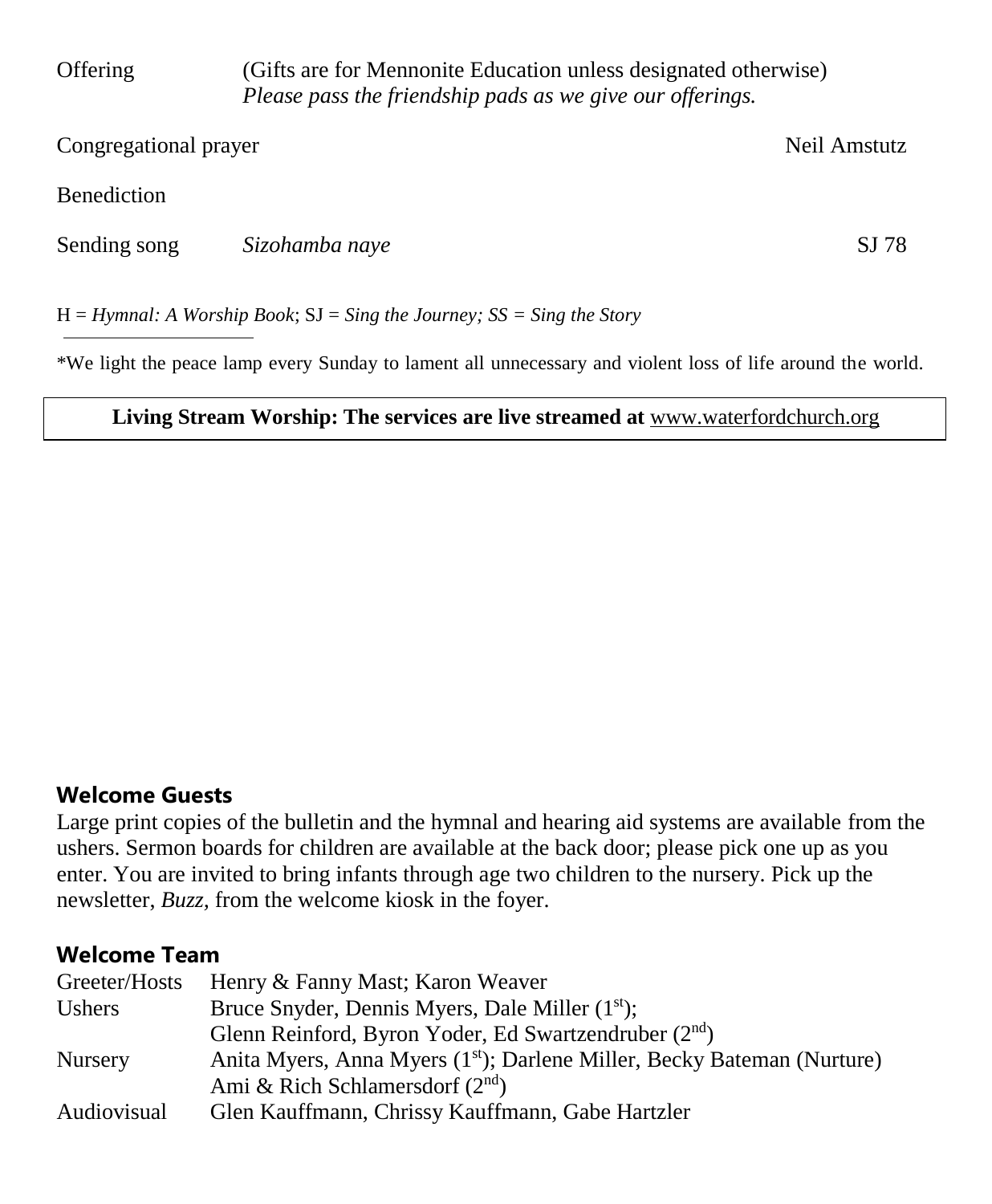Offering (Gifts are for Mennonite Education unless designated otherwise)
*Please pass the friendship pads as we give our offerings.*

Congregational prayer — Neil Amstutz

Benediction

Sending song *Sizohamba naye* — SJ 78

H = *Hymnal: A Worship Book*; SJ = *Sing the Journey; SS = Sing the Story*

---

*We light the peace lamp every Sunday to lament all unnecessary and violent loss of life around the world.

**Living Stream Worship: The services are live streamed at** www.waterfordchurch.org

## Welcome Guests

Large print copies of the bulletin and the hymnal and hearing aid systems are available from the ushers. Sermon boards for children are available at the back door; please pick one up as you enter. You are invited to bring infants through age two children to the nursery. Pick up the newsletter, *Buzz,* from the welcome kiosk in the foyer.

## Welcome Team

| | |
|---|---|
| Greeter/Hosts | Henry & Fanny Mast; Karon Weaver |
| Ushers | Bruce Snyder, Dennis Myers, Dale Miller (1st); Glenn Reinford, Byron Yoder, Ed Swartzendruber (2nd) |
| Nursery | Anita Myers, Anna Myers (1st); Darlene Miller, Becky Bateman (Nurture) Ami & Rich Schlamersdorf (2nd) |
| Audiovisual | Glen Kauffmann, Chrissy Kauffmann, Gabe Hartzler |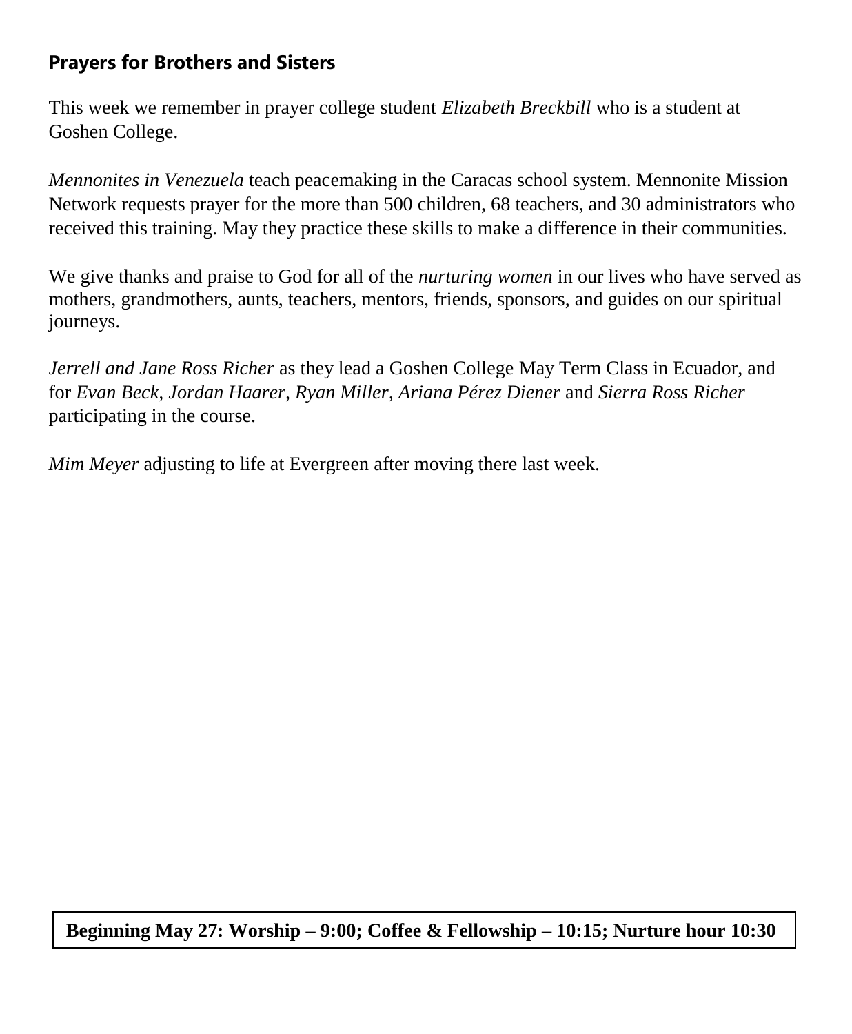## Prayers for Brothers and Sisters

This week we remember in prayer college student *Elizabeth Breckbill* who is a student at Goshen College.

*Mennonites in Venezuela* teach peacemaking in the Caracas school system. Mennonite Mission Network requests prayer for the more than 500 children, 68 teachers, and 30 administrators who received this training. May they practice these skills to make a difference in their communities.

We give thanks and praise to God for all of the *nurturing women* in our lives who have served as mothers, grandmothers, aunts, teachers, mentors, friends, sponsors, and guides on our spiritual journeys.

*Jerrell and Jane Ross Richer* as they lead a Goshen College May Term Class in Ecuador, and for *Evan Beck, Jordan Haarer, Ryan Miller, Ariana Pérez Diener* and *Sierra Ross Richer* participating in the course.

*Mim Meyer* adjusting to life at Evergreen after moving there last week.

**Beginning May 27: Worship – 9:00; Coffee & Fellowship – 10:15; Nurture hour 10:30**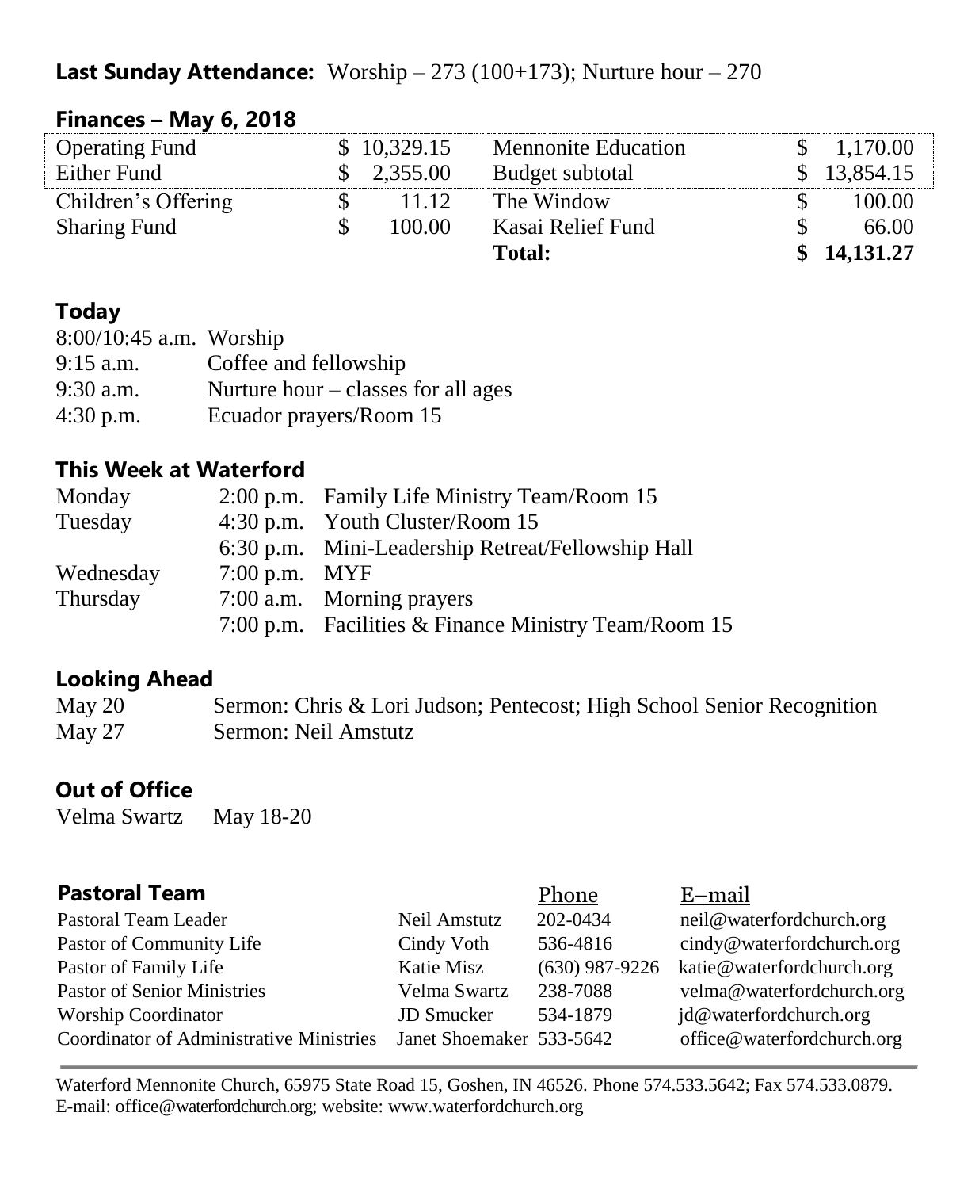**Last Sunday Attendance:** Worship – 273 (100+173); Nurture hour – 270

## Finances – May 6, 2018

| | | | |
|---|---|---|---|
| Operating Fund | $ 10,329.15 | Mennonite Education | $ 1,170.00 |
| Either Fund | $ 2,355.00 | Budget subtotal | $ 13,854.15 |
| Children's Offering | $ 11.12 | The Window | $ 100.00 |
| Sharing Fund | $ 100.00 | Kasai Relief Fund | $ 66.00 |
| | | **Total:** | **$ 14,131.27** |

## Today

| | |
|---|---|
| 8:00/10:45 a.m. | Worship |
| 9:15 a.m. | Coffee and fellowship |
| 9:30 a.m. | Nurture hour – classes for all ages |
| 4:30 p.m. | Ecuador prayers/Room 15 |

## This Week at Waterford

| | | |
|---|---|---|
| Monday | 2:00 p.m. | Family Life Ministry Team/Room 15 |
| Tuesday | 4:30 p.m. | Youth Cluster/Room 15 |
| | 6:30 p.m. | Mini-Leadership Retreat/Fellowship Hall |
| Wednesday | 7:00 p.m. | MYF |
| Thursday | 7:00 a.m. | Morning prayers |
| | 7:00 p.m. | Facilities & Finance Ministry Team/Room 15 |

## Looking Ahead

| | |
|---|---|
| May 20 | Sermon: Chris & Lori Judson; Pentecost; High School Senior Recognition |
| May 27 | Sermon: Neil Amstutz |

## Out of Office

Velma Swartz May 18-20

## Pastoral Team

| | | Phone | E–mail |
|---|---|---|---|
| Pastoral Team Leader | Neil Amstutz | 202-0434 | neil@waterfordchurch.org |
| Pastor of Community Life | Cindy Voth | 536-4816 | cindy@waterfordchurch.org |
| Pastor of Family Life | Katie Misz | (630) 987-9226 | katie@waterfordchurch.org |
| Pastor of Senior Ministries | Velma Swartz | 238-7088 | velma@waterfordchurch.org |
| Worship Coordinator | JD Smucker | 534-1879 | jd@waterfordchurch.org |
| Coordinator of Administrative Ministries | Janet Shoemaker | 533-5642 | office@waterfordchurch.org |

Waterford Mennonite Church, 65975 State Road 15, Goshen, IN 46526. Phone 574.533.5642; Fax 574.533.0879. E-mail: office@waterfordchurch.org; website: www.waterfordchurch.org